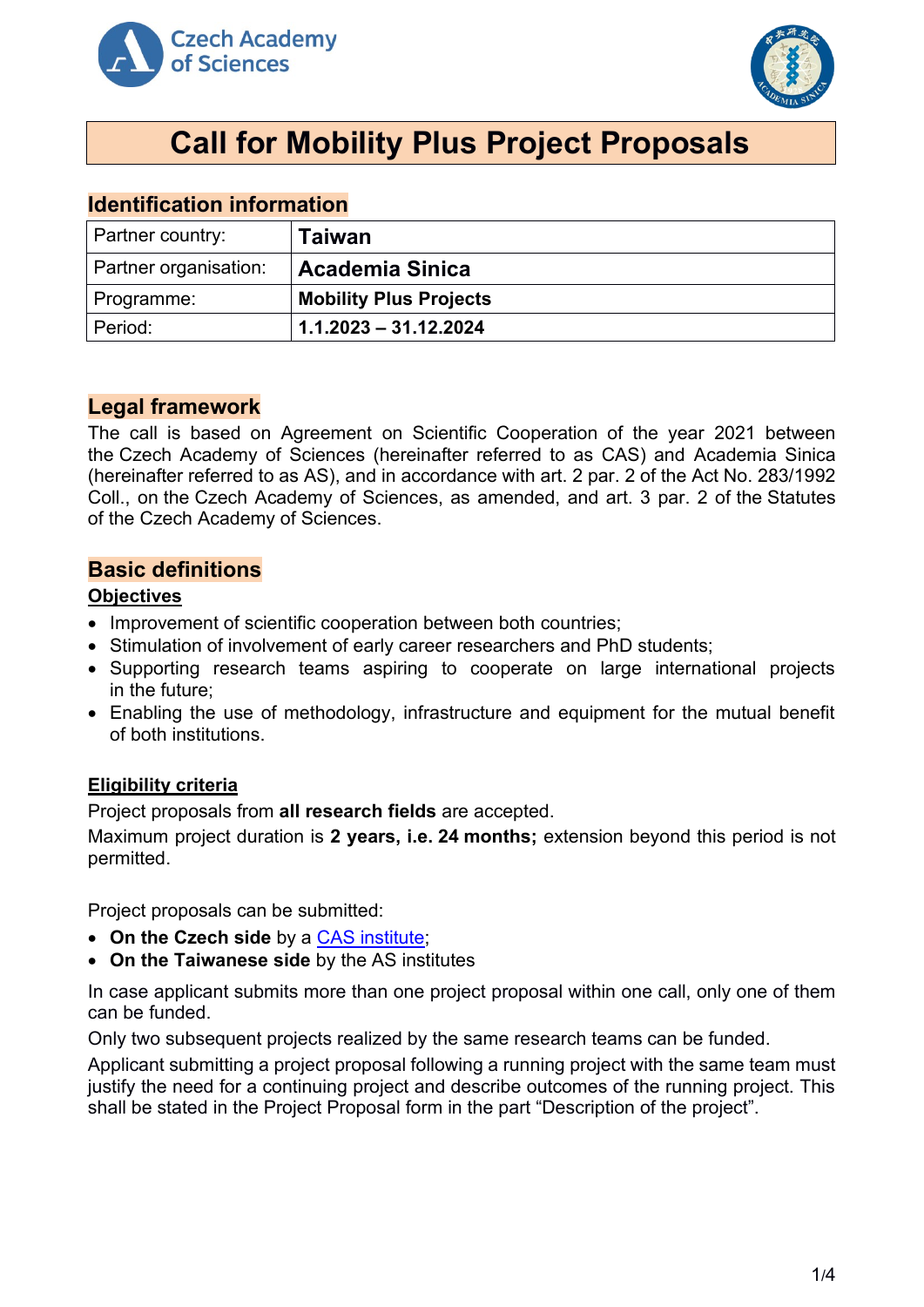# Call for Mobility Plus Project Proposals

## Identification information

| Partner country: | **Taiwan** |
|---|---|
| Partner organisation: | **Academia Sinica** |
| Programme: | **Mobility Plus Projects** |
| Period: | **1.1.2023 – 31.12.2024** |

## Legal framework

The call is based on Agreement on Scientific Cooperation of the year 2021 between the Czech Academy of Sciences (hereinafter referred to as CAS) and Academia Sinica (hereinafter referred to as AS), and in accordance with art. 2 par. 2 of the Act No. 283/1992 Coll., on the Czech Academy of Sciences, as amended, and art. 3 par. 2 of the Statutes of the Czech Academy of Sciences.

## Basic definitions

### Objectives

- Improvement of scientific cooperation between both countries;
- Stimulation of involvement of early career researchers and PhD students;
- Supporting research teams aspiring to cooperate on large international projects in the future;
- Enabling the use of methodology, infrastructure and equipment for the mutual benefit of both institutions.

### Eligibility criteria

Project proposals from **all research fields** are accepted.

Maximum project duration is **2 years, i.e. 24 months;** extension beyond this period is not permitted.

Project proposals can be submitted:

- **On the Czech side** by a CAS institute;
- **On the Taiwanese side** by the AS institutes

In case applicant submits more than one project proposal within one call, only one of them can be funded.

Only two subsequent projects realized by the same research teams can be funded.

Applicant submitting a project proposal following a running project with the same team must justify the need for a continuing project and describe outcomes of the running project. This shall be stated in the Project Proposal form in the part "Description of the project".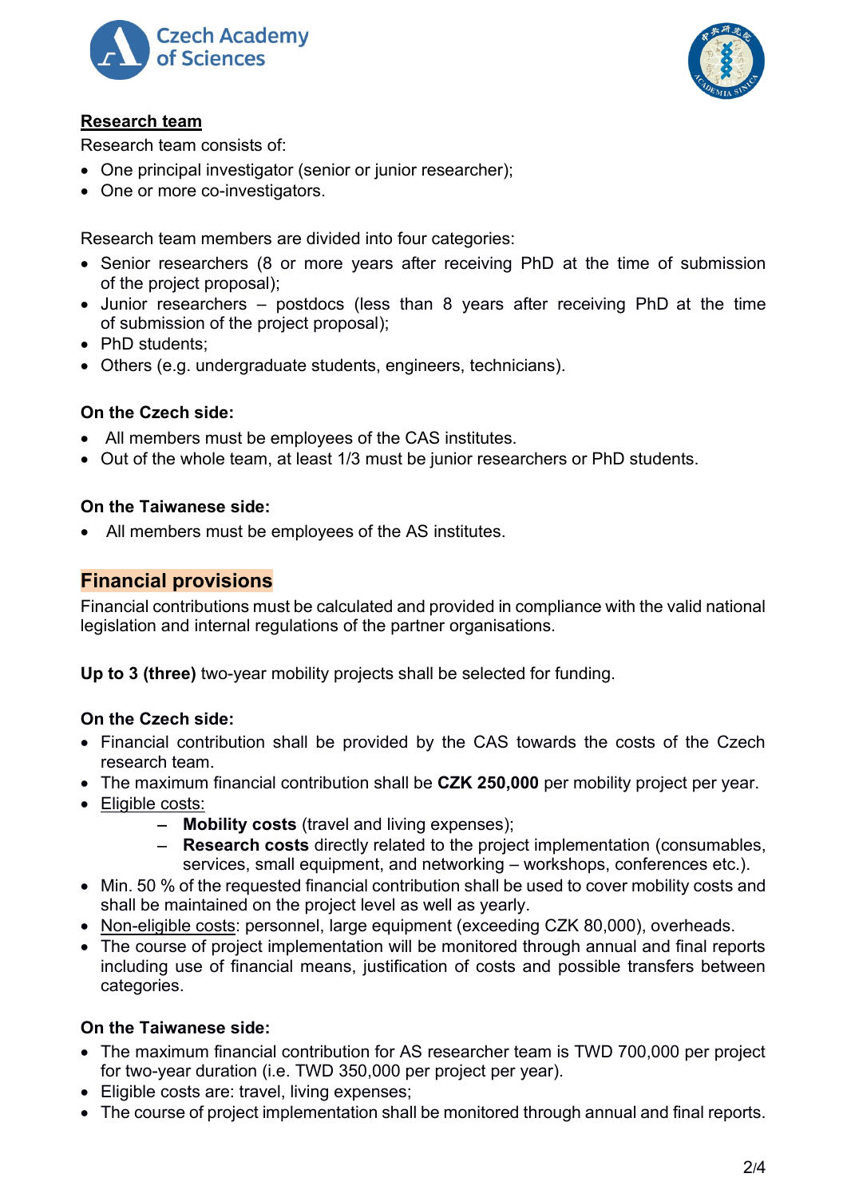### Research team

Research team consists of:

- One principal investigator (senior or junior researcher);
- One or more co-investigators.

Research team members are divided into four categories:

- Senior researchers (8 or more years after receiving PhD at the time of submission of the project proposal);
- Junior researchers – postdocs (less than 8 years after receiving PhD at the time of submission of the project proposal);
- PhD students;
- Others (e.g. undergraduate students, engineers, technicians).

**On the Czech side:**

- All members must be employees of the CAS institutes.
- Out of the whole team, at least 1/3 must be junior researchers or PhD students.

**On the Taiwanese side:**

- All members must be employees of the AS institutes.

## Financial provisions

Financial contributions must be calculated and provided in compliance with the valid national legislation and internal regulations of the partner organisations.

**Up to 3 (three)** two-year mobility projects shall be selected for funding.

**On the Czech side:**

- Financial contribution shall be provided by the CAS towards the costs of the Czech research team.
- The maximum financial contribution shall be **CZK 250,000** per mobility project per year.
- Eligible costs:
  - **Mobility costs** (travel and living expenses);
  - **Research costs** directly related to the project implementation (consumables, services, small equipment, and networking – workshops, conferences etc.).
- Min. 50 % of the requested financial contribution shall be used to cover mobility costs and shall be maintained on the project level as well as yearly.
- Non-eligible costs: personnel, large equipment (exceeding CZK 80,000), overheads.
- The course of project implementation will be monitored through annual and final reports including use of financial means, justification of costs and possible transfers between categories.

**On the Taiwanese side:**

- The maximum financial contribution for AS researcher team is TWD 700,000 per project for two-year duration (i.e. TWD 350,000 per project per year).
- Eligible costs are: travel, living expenses;
- The course of project implementation shall be monitored through annual and final reports.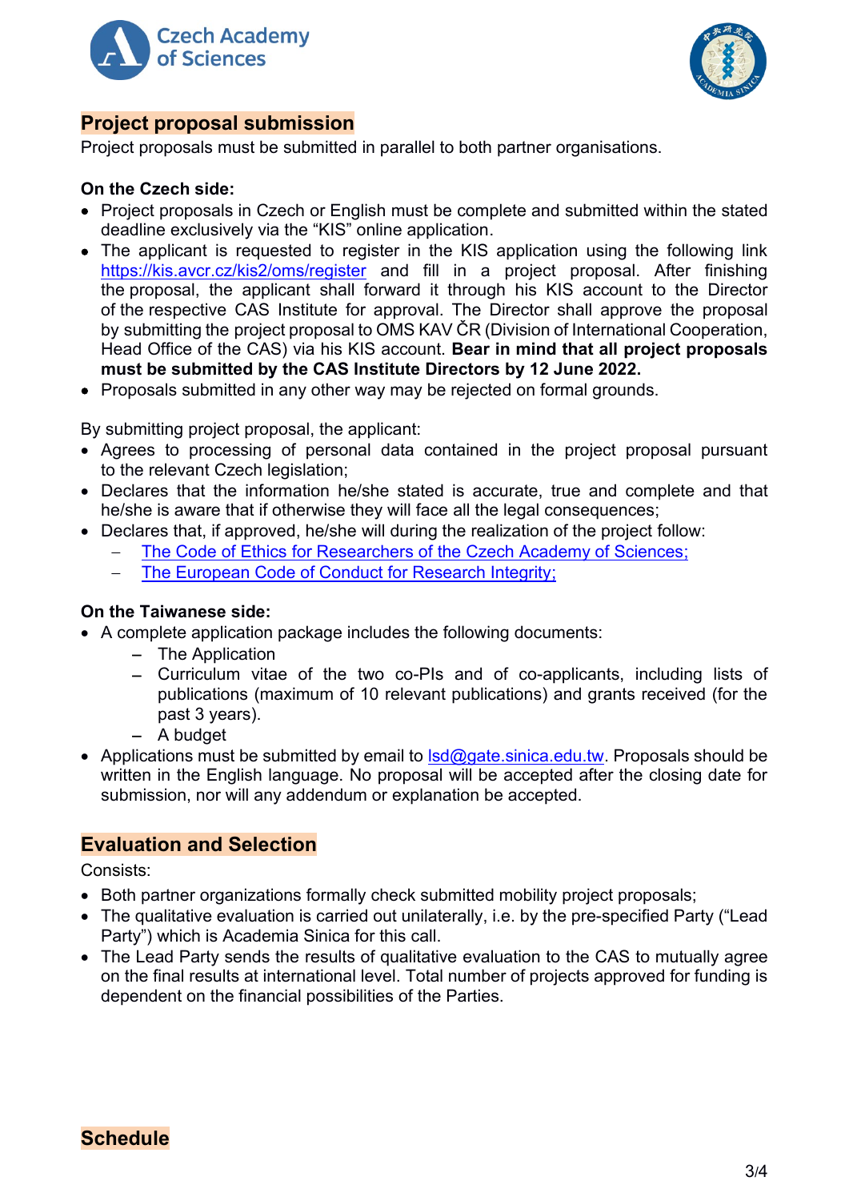## Project proposal submission

Project proposals must be submitted in parallel to both partner organisations.

**On the Czech side:**

- Project proposals in Czech or English must be complete and submitted within the stated deadline exclusively via the "KIS" online application.
- The applicant is requested to register in the KIS application using the following link https://kis.avcr.cz/kis2/oms/register and fill in a project proposal. After finishing the proposal, the applicant shall forward it through his KIS account to the Director of the respective CAS Institute for approval. The Director shall approve the proposal by submitting the project proposal to OMS KAV ČR (Division of International Cooperation, Head Office of the CAS) via his KIS account. **Bear in mind that all project proposals must be submitted by the CAS Institute Directors by 12 June 2022.**
- Proposals submitted in any other way may be rejected on formal grounds.

By submitting project proposal, the applicant:

- Agrees to processing of personal data contained in the project proposal pursuant to the relevant Czech legislation;
- Declares that the information he/she stated is accurate, true and complete and that he/she is aware that if otherwise they will face all the legal consequences;
- Declares that, if approved, he/she will during the realization of the project follow:
  - The Code of Ethics for Researchers of the Czech Academy of Sciences;
  - The European Code of Conduct for Research Integrity;

**On the Taiwanese side:**

- A complete application package includes the following documents:
  - The Application
  - Curriculum vitae of the two co-PIs and of co-applicants, including lists of publications (maximum of 10 relevant publications) and grants received (for the past 3 years).
  - A budget
- Applications must be submitted by email to lsd@gate.sinica.edu.tw. Proposals should be written in the English language. No proposal will be accepted after the closing date for submission, nor will any addendum or explanation be accepted.

## Evaluation and Selection

Consists:

- Both partner organizations formally check submitted mobility project proposals;
- The qualitative evaluation is carried out unilaterally, i.e. by the pre-specified Party ("Lead Party") which is Academia Sinica for this call.
- The Lead Party sends the results of qualitative evaluation to the CAS to mutually agree on the final results at international level. Total number of projects approved for funding is dependent on the financial possibilities of the Parties.

## Schedule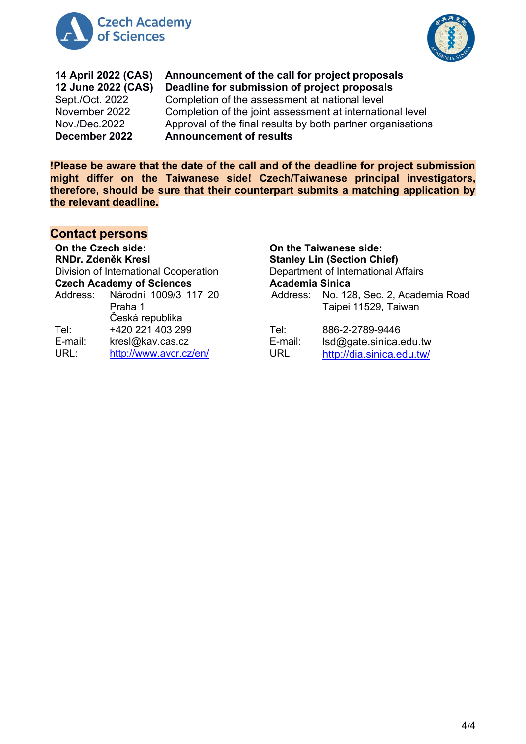| | |
|---|---|
| **14 April 2022 (CAS)** | **Announcement of the call for project proposals** |
| **12 June 2022 (CAS)** | **Deadline for submission of project proposals** |
| Sept./Oct. 2022 | Completion of the assessment at national level |
| November 2022 | Completion of the joint assessment at international level |
| Nov./Dec.2022 | Approval of the final results by both partner organisations |
| **December 2022** | **Announcement of results** |

**!Please be aware that the date of the call and of the deadline for project submission might differ on the Taiwanese side! Czech/Taiwanese principal investigators, therefore, should be sure that their counterpart submits a matching application by the relevant deadline.**

## Contact persons

**On the Czech side:**
**RNDr. Zdeněk Kresl**
Division of International Cooperation
**Czech Academy of Sciences**

| | |
|---|---|
| Address: | Národní 1009/3 117 20 Praha 1 Česká republika |
| Tel: | +420 221 403 299 |
| E-mail: | kresl@kav.cas.cz |
| URL: | http://www.avcr.cz/en/ |

**On the Taiwanese side:**
**Stanley Lin (Section Chief)**
Department of International Affairs
**Academia Sinica**

| | |
|---|---|
| Address: | No. 128, Sec. 2, Academia Road Taipei 11529, Taiwan |
| Tel: | 886-2-2789-9446 |
| E-mail: | lsd@gate.sinica.edu.tw |
| URL | http://dia.sinica.edu.tw/ |